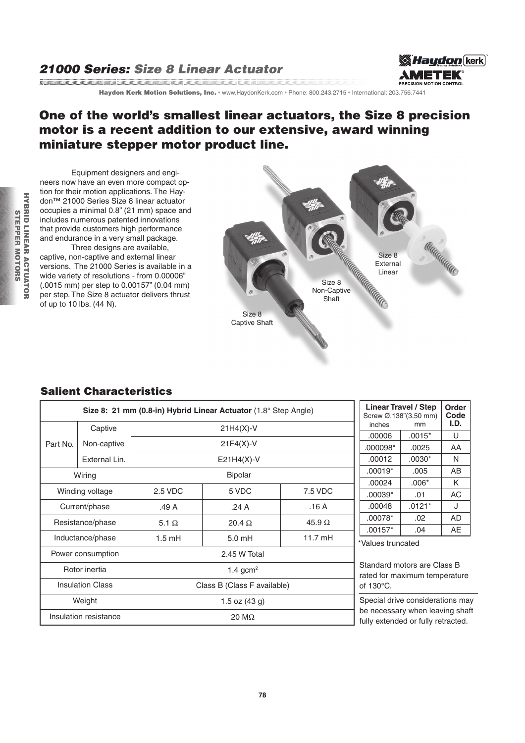# 21000 Series: Size 8 Linear Actuator

**Haydon Kerk Motion Solutions, Inc.** • www.HaydonKerk.com • Phone: 800.243.2715 • International: 203.756.7441

## One of the world's smallest linear actuators, the Size 8 precision motor is a recent addition to our extensive, award winning miniature stepper motor product line.

Equipment designers and engineers now have an even more compact option for their motion applications. The Haydon™ 21000 Series Size 8 linear actuator occupies a minimal 0.8" (21 mm) space and includes numerous patented innovations that provide customers high performance and endurance in a very small package.

Three designs are available, captive, non-captive and external linear versions. The 21000 Series is available in a wide variety of resolutions - from 0.00006" (.0015 mm) per step to 0.00157" (0.04 mm) per step. The Size 8 actuator delivers thrust of up to 10 lbs. (44 N).

Size 8 Captive Shaft

Size 8 Non-Captive Shaft

Size 8 External Linear

## Salient Characteristics

| Size 8: 21 mm (0.8-in) Hybrid Linear Actuator (1.8° Step Angle) | | | | |
|---|---|---|---|---|
| Part No. | Captive | 21H4(X)-V | | |
| | Non-captive | 21F4(X)-V | | |
| | External Lin. | E21H4(X)-V | | |
| Wiring | | Bipolar | | |
| Winding voltage | | 2.5 VDC | 5 VDC | 7.5 VDC |
| Current/phase | | .49 A | .24 A | .16 A |
| Resistance/phase | | 5.1 Ω | 20.4 Ω | 45.9 Ω |
| Inductance/phase | | 1.5 mH | 5.0 mH | 11.7 mH |
| Power consumption | | 2.45 W Total | | |
| Rotor inertia | | 1.4 gcm$^2$ | | |
| Insulation Class | | Class B (Class F available) | | |
| Weight | | 1.5 oz (43 g) | | |
| Insulation resistance | | 20 MΩ | | |

| Linear Travel / Step Screw Ø.138"(3.50 mm) inches | mm | Order Code I.D. |
|---|---|---|
| .00006 | .0015* | U |
| .000098* | .0025 | AA |
| .00012 | .0030* | N |
| .00019* | .005 | AB |
| .00024 | .006* | K |
| .00039* | .01 | AC |
| .00048 | .0121* | J |
| .00078* | .02 | AD |
| .00157* | .04 | AE |

*Values truncated

Standard motors are Class B rated for maximum temperature of 130°C.

Special drive considerations may be necessary when leaving shaft fully extended or fully retracted.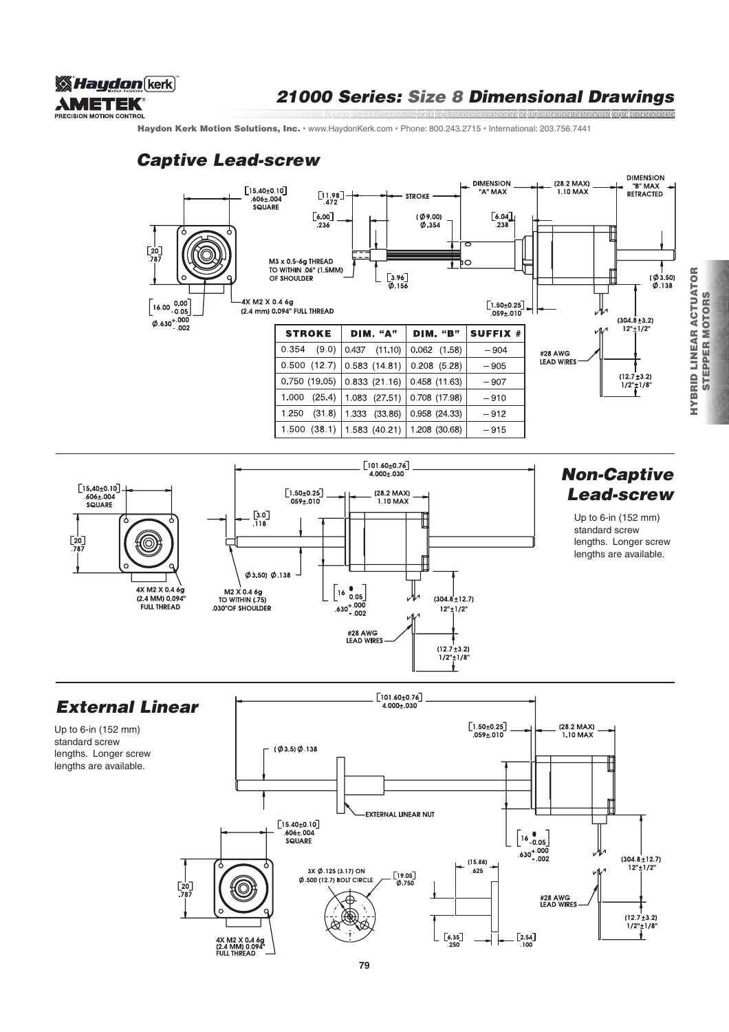# 21000 Series: *Size 8* Dimensional Drawings

Haydon Kerk Motion Solutions, Inc. • www.HaydonKerk.com • Phone: 800.243.2715 • International: 203.756.7441

## *Captive Lead-screw*

[15.40±0.10] .606±.004 SQUARE

[20] .787

[16.00 0.00 -0.05] Ø.630 +.000 -.002

M3 x 0.5-6g THREAD TO WITHIN .06" (1.5MM) OF SHOULDER

4X M2 X 0.4 6g (2.4 mm) 0.094" FULL THREAD

[11.98] .472

[6.00] .236

[3.96] Ø.156

STROKE

(Ø9.00) Ø.354

[6.04] .238

[1.50±0.25] .059±.010

DIMENSION "A" MAX

(28.2 MAX) 1.10 MAX

DIMENSION "B" MAX RETRACTED

(Ø3.50) Ø.138

(304.8±3.2) 12"±1/2"

#28 AWG LEAD WIRES

(12.7±3.2) 1/2"±1/8"

| STROKE | DIM. "A" | DIM. "B" | SUFFIX # |
|---|---|---|---|
| 0.354 (9.0) | 0.437 (11.10) | 0.062 (1.58) | – 904 |
| 0.500 (12.7) | 0.583 (14.81) | 0.208 (5.28) | – 905 |
| 0.750 (19.05) | 0.833 (21.16) | 0.458 (11.63) | – 907 |
| 1.000 (25.4) | 1.083 (27.51) | 0.708 (17.98) | – 910 |
| 1.250 (31.8) | 1.333 (33.86) | 0.958 (24.33) | – 912 |
| 1.500 (38.1) | 1.583 (40.21) | 1.208 (30.68) | – 915 |

## *Non-Captive Lead-screw*

Up to 6-in (152 mm) standard screw lengths. Longer screw lengths are available.

[15.40±0.10] .606±.004 SQUARE

[20] .787

4X M2 X 0.4 6g (2.4 MM) 0.094" FULL THREAD

[101.60±0.76] 4.000±.030

[1.50±0.25] .059±.010

(28.2 MAX) 1.10 MAX

[3.0] .118

(Ø3.50) Ø.138

M2 X 0.4 6g TO WITHIN (.75) .030" OF SHOULDER

[16 -0.05] .630 +.000 -.002

(304.8±12.7) 12"±1/2"

#28 AWG LEAD WIRES

(12.7±3.2) 1/2"±1/8"

## *External Linear*

Up to 6-in (152 mm) standard screw lengths. Longer screw lengths are available.

[101.60±0.76] 4.000±.030

[1.50±0.25] .059±.010

(28.2 MAX) 1.10 MAX

(Ø3.5) Ø.138

EXTERNAL LINEAR NUT

[15.40±0.10] .606±.004 SQUARE

[20] .787

4X M2 X 0.4 6g (2.4 MM) 0.094" FULL THREAD

3X Ø.125 (3.17) ON Ø.500 (12.7) BOLT CIRCLE

[19.05] Ø.750

(15.88) .625

[6.35] .250

[2.54] .100

[16 -0.05] .630 +.000 -.002

(304.8±12.7) 12"±1/2"

#28 AWG LEAD WIRES

(12.7±3.2) 1/2"±1/8"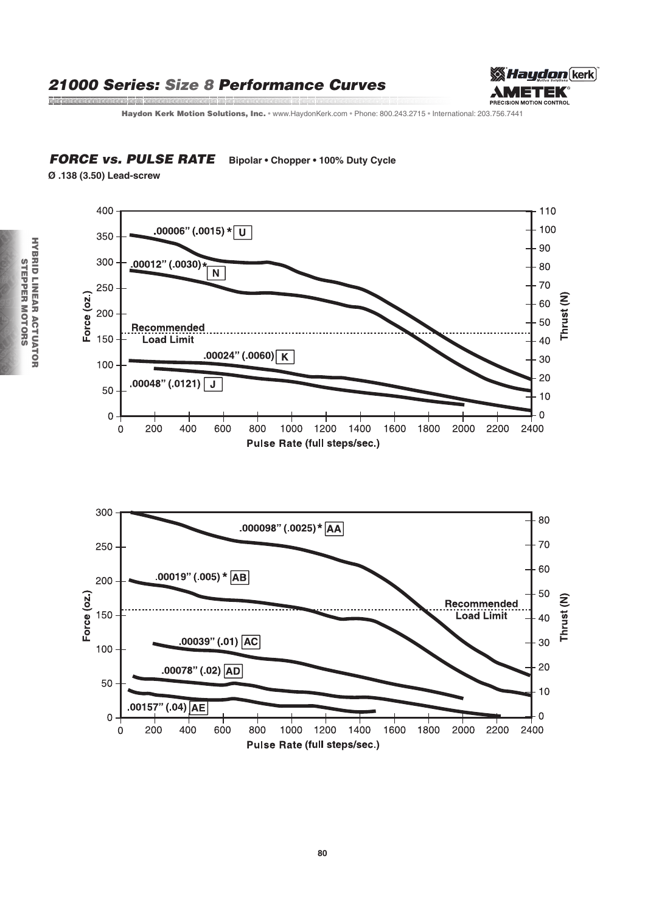# 21000 Series: *Size 8* Performance Curves

## *FORCE vs. PULSE RATE* Bipolar • Chopper • 100% Duty Cycle

**Ø .138 (3.50) Lead-screw**

Force (oz.) | Thrust (N)

Recommended Load Limit

.00006" (.0015) * U

.00012" (.0030)* N

.00024" (.0060) K

.00048" (.0121) J

Pulse Rate (full steps/sec.)

.000098" (.0025) * AA

.00019" (.005) * AB

.00039" (.01) AC

.00078" (.02) AD

.00157" (.04) AE

Recommended Load Limit

Pulse Rate (full steps/sec.)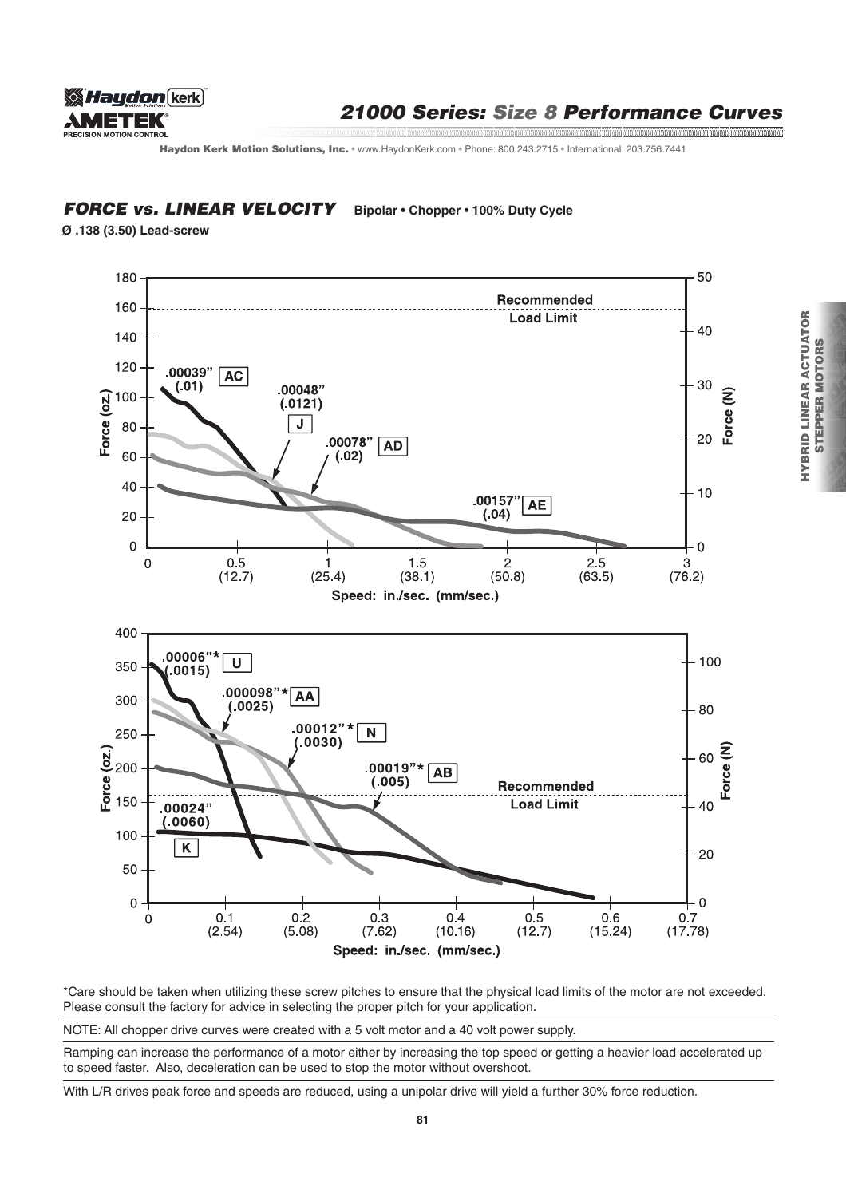# 21000 Series: Size 8 Performance Curves

## FORCE vs. LINEAR VELOCITY **Bipolar • Chopper • 100% Duty Cycle**

**Ø .138 (3.50) Lead-screw**

Force (oz.)
Force (N)
Speed: in./sec. (mm/sec.)

0 0.5 (12.7) 1 (25.4) 1.5 (38.1) 2 (50.8) 2.5 (63.5) 3 (76.2)

0 20 40 60 80 100 120 140 160 180

0 10 20 30 40 50

Recommended Load Limit

.00039" (.01) AC

.00048" (.0121) J

.00078" (.02) AD

.00157" (.04) AE

Force (oz.)
Force (N)
Speed: in./sec. (mm/sec.)

0 0.1 (2.54) 0.2 (5.08) 0.3 (7.62) 0.4 (10.16) 0.5 (12.7) 0.6 (15.24) 0.7 (17.78)

0 50 100 150 200 250 300 350 400

0 20 40 60 80 100

Recommended Load Limit

.00006"* (.0015) U

.000098"* (.0025) AA

.00012"* (.0030) N

.00019"* (.005) AB

.00024" (.0060) K

*Care should be taken when utilizing these screw pitches to ensure that the physical load limits of the motor are not exceeded. Please consult the factory for advice in selecting the proper pitch for your application.

NOTE: All chopper drive curves were created with a 5 volt motor and a 40 volt power supply.

Ramping can increase the performance of a motor either by increasing the top speed or getting a heavier load accelerated up to speed faster. Also, deceleration can be used to stop the motor without overshoot.

With L/R drives peak force and speeds are reduced, using a unipolar drive will yield a further 30% force reduction.